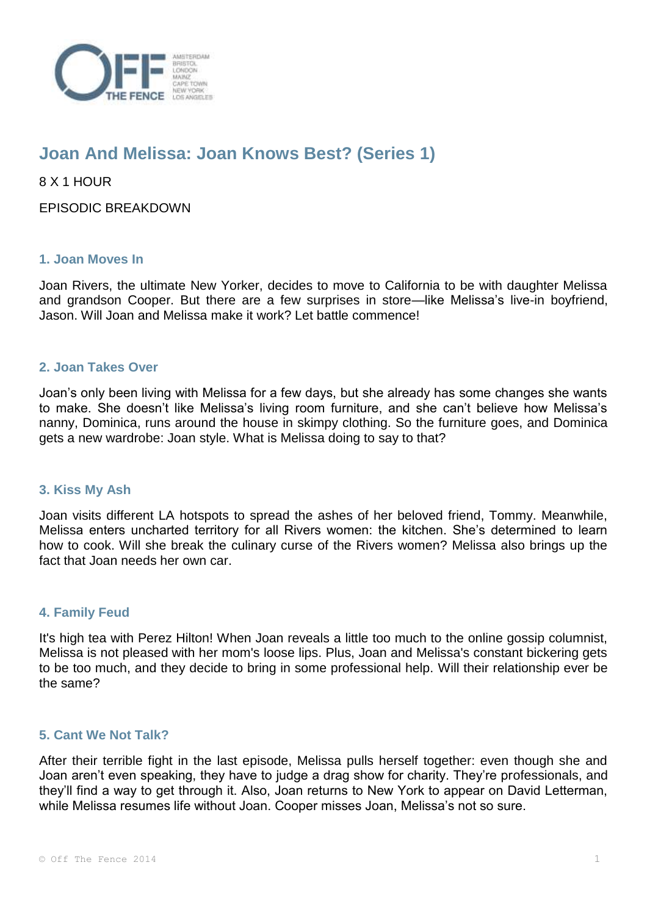# Joan And Melissa: Joan Knows Best? (Series 1)

8 X 1 HOUR

EPISODIC BREAKDOWN

### 1. Joan Moves In

Joan Rivers, the ultimate New Yorker, decides to move to California to be with daughter Melissa and grandson Cooper. But there are a few surprises in store—like Melissa's live-in boyfriend, Jason. Will Joan and Melissa make it work? Let battle commence!

### 2. Joan Takes Over

Joan's only been living with Melissa for a few days, but she already has some changes she wants to make. She doesn't like Melissa's living room furniture, and she can't believe how Melissa's nanny, Dominica, runs around the house in skimpy clothing. So the furniture goes, and Dominica gets a new wardrobe: Joan style. What is Melissa doing to say to that?

### 3. Kiss My Ash

Joan visits different LA hotspots to spread the ashes of her beloved friend, Tommy. Meanwhile, Melissa enters uncharted territory for all Rivers women: the kitchen. She's determined to learn how to cook. Will she break the culinary curse of the Rivers women? Melissa also brings up the fact that Joan needs her own car.

### 4. Family Feud

It's high tea with Perez Hilton! When Joan reveals a little too much to the online gossip columnist, Melissa is not pleased with her mom's loose lips. Plus, Joan and Melissa's constant bickering gets to be too much, and they decide to bring in some professional help. Will their relationship ever be the same?

### 5. Cant We Not Talk?

After their terrible fight in the last episode, Melissa pulls herself together: even though she and Joan aren't even speaking, they have to judge a drag show for charity. They're professionals, and they'll find a way to get through it. Also, Joan returns to New York to appear on David Letterman, while Melissa resumes life without Joan. Cooper misses Joan, Melissa's not so sure.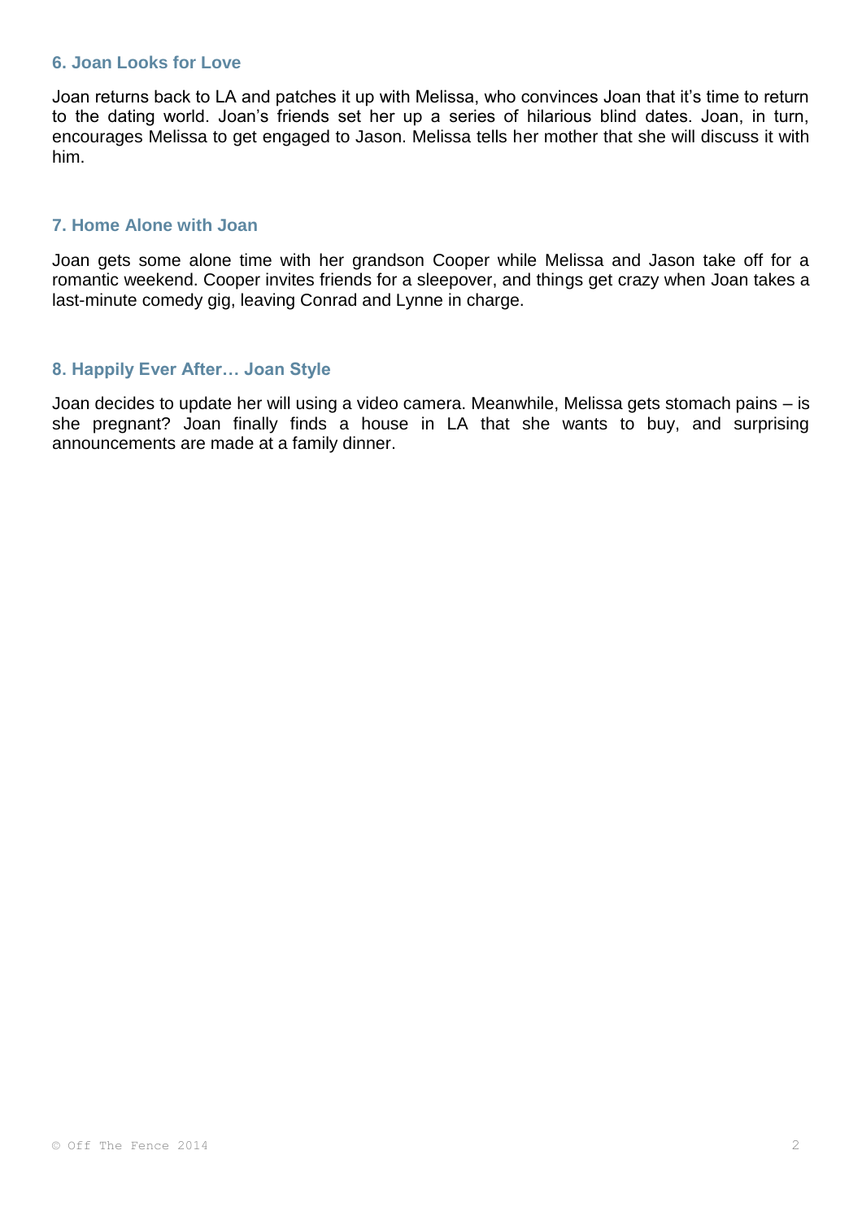### 6. Joan Looks for Love

Joan returns back to LA and patches it up with Melissa, who convinces Joan that it's time to return to the dating world. Joan's friends set her up a series of hilarious blind dates. Joan, in turn, encourages Melissa to get engaged to Jason. Melissa tells her mother that she will discuss it with him.

### 7. Home Alone with Joan

Joan gets some alone time with her grandson Cooper while Melissa and Jason take off for a romantic weekend. Cooper invites friends for a sleepover, and things get crazy when Joan takes a last-minute comedy gig, leaving Conrad and Lynne in charge.

### 8. Happily Ever After… Joan Style

Joan decides to update her will using a video camera. Meanwhile, Melissa gets stomach pains – is she pregnant? Joan finally finds a house in LA that she wants to buy, and surprising announcements are made at a family dinner.

© Off The Fence 2014